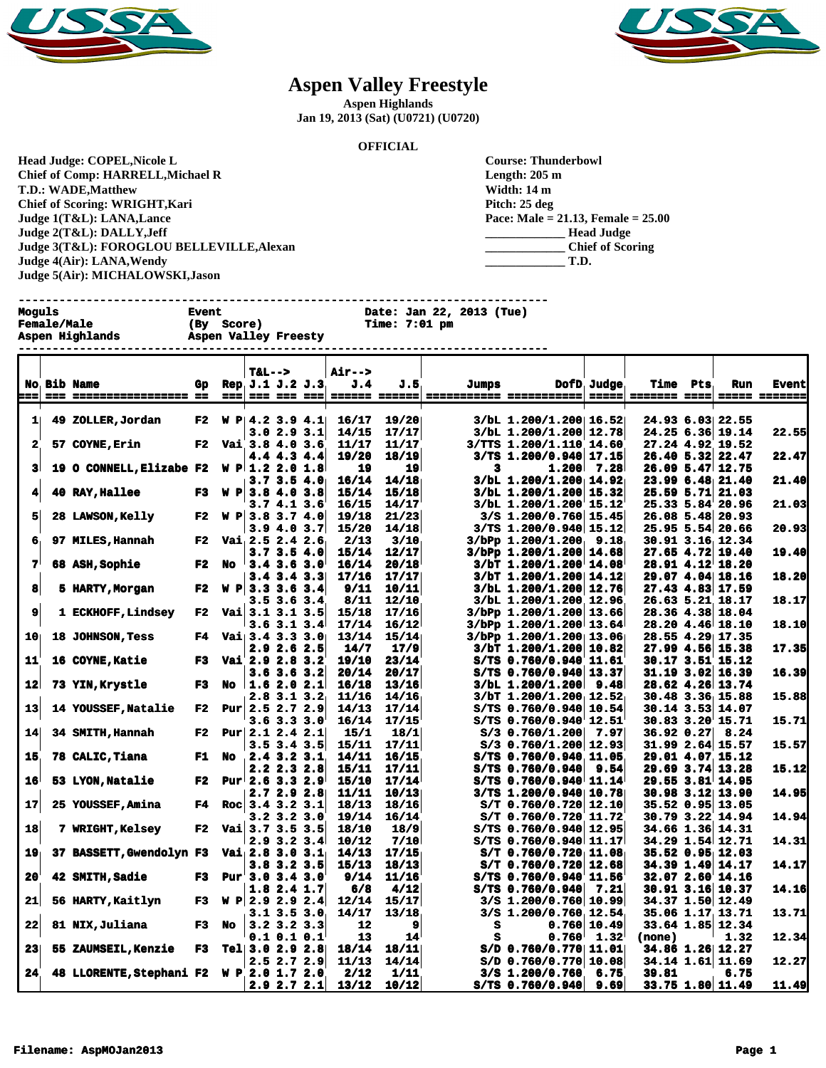# Aspen Valley Freestyle

**Aspen Highlands**
**Jan 19, 2013 (Sat) (U0721) (U0720)**

**OFFICIAL**

**Head Judge: COPEL,Nicole L**
**Chief of Comp: HARRELL,Michael R**
**T.D.: WADE,Matthew**
**Chief of Scoring: WRIGHT,Kari**
**Judge 1(T&L): LANA,Lance**
**Judge 2(T&L): DALLY,Jeff**
**Judge 3(T&L): FOROGLOU BELLEVILLE,Alexan**
**Judge 4(Air): LANA,Wendy**
**Judge 5(Air): MICHALOWSKI,Jason**

**Course: Thunderbowl**
**Length: 205 m**
**Width: 14 m**
**Pitch: 25 deg**
**Pace: Male = 21.13, Female = 25.00**
**____________ Head Judge**
**____________ Chief of Scoring**
**____________ T.D.**

```
Moguls              Event                     Date: Jan 22, 2013 (Tue)
Female/Male         (By  Score)               Time: 7:01 pm
Aspen Highlands     Aspen Valley Freesty
```

| No | Bib | Name | Gp | Rep | T&L--> J.1 | J.2 | J.3 | Air--> J.4 | J.5 | Jumps | DofD | Judge | Time | Pts | Run | Event |
|---|---|---|---|---|---|---|---|---|---|---|---|---|---|---|---|---|
| 1 | 49 | ZOLLER,Jordan | F2 | W P | 4.2 | 3.9 | 4.1 | 16/17 | 19/20 | 3/bL | 1.200/1.200 | 16.52 | 24.93 | 6.03 | 22.55 | |
| | | | | | 3.0 | 2.9 | 3.1 | 14/15 | 17/17 | 3/bL | 1.200/1.200 | 12.78 | 24.25 | 6.36 | 19.14 | 22.55 |
| 2 | 57 | COYNE,Erin | F2 | Vai | 3.8 | 4.0 | 3.6 | 11/17 | 11/17 | 3/TTS | 1.200/1.110 | 14.60 | 27.24 | 4.92 | 19.52 | |
| | | | | | 4.4 | 4.3 | 4.4 | 19/20 | 18/19 | 3/TS | 1.200/0.940 | 17.15 | 26.40 | 5.32 | 22.47 | 22.47 |
| 3 | 19 | O CONNELL,Elizabe | F2 | W P | 1.2 | 2.0 | 1.8 | 19 | 19 | 3 | 1.200 | 7.28 | 26.09 | 5.47 | 12.75 | |
| | | | | | 3.7 | 3.5 | 4.0 | 16/14 | 14/18 | 3/bL | 1.200/1.200 | 14.92 | 23.99 | 6.48 | 21.40 | 21.40 |
| 4 | 40 | RAY,Hallee | F3 | W P | 3.8 | 4.0 | 3.8 | 15/14 | 15/18 | 3/bL | 1.200/1.200 | 15.32 | 25.59 | 5.71 | 21.03 | |
| | | | | | 3.7 | 4.1 | 3.6 | 16/15 | 14/17 | 3/bL | 1.200/1.200 | 15.12 | 25.33 | 5.84 | 20.96 | 21.03 |
| 5 | 28 | LAWSON,Kelly | F2 | W P | 3.8 | 3.7 | 4.0 | 19/18 | 21/23 | 3/S | 1.200/0.760 | 15.45 | 26.08 | 5.48 | 20.93 | |
| | | | | | 3.9 | 4.0 | 3.7 | 15/20 | 14/18 | 3/TS | 1.200/0.940 | 15.12 | 25.95 | 5.54 | 20.66 | 20.93 |
| 6 | 97 | MILES,Hannah | F2 | Vai | 2.5 | 2.4 | 2.6 | 2/13 | 3/10 | 3/bPp | 1.200/1.200 | 9.18 | 30.91 | 3.16 | 12.34 | |
| | | | | | 3.7 | 3.5 | 4.0 | 15/14 | 12/17 | 3/bPp | 1.200/1.200 | 14.68 | 27.65 | 4.72 | 19.40 | 19.40 |
| 7 | 68 | ASH,Sophie | F2 | No | 3.4 | 3.6 | 3.0 | 16/14 | 20/18 | 3/bT | 1.200/1.200 | 14.08 | 28.91 | 4.12 | 18.20 | |
| | | | | | 3.4 | 3.4 | 3.3 | 17/16 | 17/17 | 3/bT | 1.200/1.200 | 14.12 | 29.07 | 4.04 | 18.16 | 18.20 |
| 8 | 5 | HARTY,Morgan | F2 | W P | 3.3 | 3.6 | 3.4 | 9/11 | 10/11 | 3/bL | 1.200/1.200 | 12.76 | 27.43 | 4.83 | 17.59 | |
| | | | | | 3.5 | 3.6 | 3.4 | 8/11 | 12/10 | 3/bL | 1.200/1.200 | 12.96 | 26.63 | 5.21 | 18.17 | 18.17 |
| 9 | 1 | ECKHOFF,Lindsey | F2 | Vai | 3.1 | 3.1 | 3.5 | 15/18 | 17/16 | 3/bPp | 1.200/1.200 | 13.66 | 28.36 | 4.38 | 18.04 | |
| | | | | | 3.6 | 3.1 | 3.4 | 17/14 | 16/12 | 3/bPp | 1.200/1.200 | 13.64 | 28.20 | 4.46 | 18.10 | 18.10 |
| 10 | 18 | JOHNSON,Tess | F4 | Vai | 3.4 | 3.3 | 3.0 | 13/14 | 15/14 | 3/bPp | 1.200/1.200 | 13.06 | 28.55 | 4.29 | 17.35 | |
| | | | | | 2.9 | 2.6 | 2.5 | 14/7 | 17/9 | 3/bT | 1.200/1.200 | 10.82 | 27.99 | 4.56 | 15.38 | 17.35 |
| 11 | 16 | COYNE,Katie | F3 | Vai | 2.9 | 2.8 | 3.2 | 19/10 | 23/14 | S/TS | 0.760/0.940 | 11.61 | 30.17 | 3.51 | 15.12 | |
| | | | | | 3.6 | 3.6 | 3.2 | 20/14 | 20/17 | S/TS | 0.760/0.940 | 13.37 | 31.19 | 3.02 | 16.39 | 16.39 |
| 12 | 73 | YIN,Krystle | F3 | No | 1.6 | 2.0 | 2.1 | 16/18 | 13/16 | 3/bL | 1.200/1.200 | 9.48 | 28.62 | 4.26 | 13.74 | |
| | | | | | 2.8 | 3.1 | 3.2 | 11/16 | 14/16 | 3/bT | 1.200/1.200 | 12.52 | 30.48 | 3.36 | 15.88 | 15.88 |
| 13 | 14 | YOUSSEF,Natalie | F2 | Pur | 2.5 | 2.7 | 2.9 | 14/13 | 17/14 | S/TS | 0.760/0.940 | 10.54 | 30.14 | 3.53 | 14.07 | |
| | | | | | 3.6 | 3.3 | 3.0 | 16/14 | 17/15 | S/TS | 0.760/0.940 | 12.51 | 30.83 | 3.20 | 15.71 | 15.71 |
| 14 | 34 | SMITH,Hannah | F2 | Pur | 2.1 | 2.4 | 2.1 | 15/1 | 18/1 | S/3 | 0.760/1.200 | 7.97 | 36.92 | 0.27 | 8.24 | |
| | | | | | 3.5 | 3.4 | 3.5 | 15/11 | 17/11 | S/3 | 0.760/1.200 | 12.93 | 31.99 | 2.64 | 15.57 | 15.57 |
| 15 | 78 | CALIC,Tiana | F1 | No | 2.4 | 3.2 | 3.1 | 14/11 | 16/15 | S/TS | 0.760/0.940 | 11.05 | 29.01 | 4.07 | 15.12 | |
| | | | | | 2.2 | 2.3 | 2.8 | 15/11 | 17/11 | S/TS | 0.760/0.940 | 9.54 | 29.69 | 3.74 | 13.28 | 15.12 |
| 16 | 53 | LYON,Natalie | F2 | Pur | 2.6 | 3.3 | 2.9 | 15/10 | 17/14 | S/TS | 0.760/0.940 | 11.14 | 29.55 | 3.81 | 14.95 | |
| | | | | | 2.7 | 2.9 | 2.8 | 11/11 | 10/13 | 3/TS | 1.200/0.940 | 10.78 | 30.98 | 3.12 | 13.90 | 14.95 |
| 17 | 25 | YOUSSEF,Amina | F4 | Roc | 3.4 | 3.2 | 3.1 | 18/13 | 18/16 | S/T | 0.760/0.720 | 12.10 | 35.52 | 0.95 | 13.05 | |
| | | | | | 3.2 | 3.2 | 3.0 | 19/14 | 16/14 | S/T | 0.760/0.720 | 11.72 | 30.79 | 3.22 | 14.94 | 14.94 |
| 18 | 7 | WRIGHT,Kelsey | F2 | Vai | 3.7 | 3.5 | 3.5 | 18/10 | 18/9 | S/TS | 0.760/0.940 | 12.95 | 34.66 | 1.36 | 14.31 | |
| | | | | | 2.9 | 3.2 | 3.4 | 10/12 | 7/10 | S/TS | 0.760/0.940 | 11.17 | 34.29 | 1.54 | 12.71 | 14.31 |
| 19 | 37 | BASSETT,Gwendolyn | F3 | Vai | 2.8 | 3.0 | 3.1 | 14/13 | 17/15 | S/T | 0.760/0.720 | 11.08 | 35.52 | 0.95 | 12.03 | |
| | | | | | 3.8 | 3.2 | 3.5 | 15/13 | 18/13 | S/T | 0.760/0.720 | 12.68 | 34.39 | 1.49 | 14.17 | 14.17 |
| 20 | 42 | SMITH,Sadie | F3 | Pur | 3.0 | 3.4 | 3.0 | 9/14 | 11/16 | S/TS | 0.760/0.940 | 11.56 | 32.07 | 2.60 | 14.16 | |
| | | | | | 1.8 | 2.4 | 1.7 | 6/8 | 4/12 | S/TS | 0.760/0.940 | 7.21 | 30.91 | 3.16 | 10.37 | 14.16 |
| 21 | 56 | HARTY,Kaitlyn | F3 | W P | 2.9 | 2.9 | 2.4 | 12/14 | 15/17 | 3/S | 1.200/0.760 | 10.99 | 34.37 | 1.50 | 12.49 | |
| | | | | | 3.1 | 3.5 | 3.0 | 14/17 | 13/18 | 3/S | 1.200/0.760 | 12.54 | 35.06 | 1.17 | 13.71 | 13.71 |
| 22 | 81 | NIX,Juliana | F3 | No | 3.2 | 3.2 | 3.3 | 12 | 9 | S | 0.760 | 10.49 | 33.64 | 1.85 | 12.34 | |
| | | | | | 0.1 | 0.1 | 0.1 | 13 | 14 | S | 0.760 | 1.32 | (none) | | 1.32 | 12.34 |
| 23 | 55 | ZAUMSEIL,Kenzie | F3 | Tel | 3.0 | 2.9 | 2.8 | 18/14 | 18/11 | S/D | 0.760/0.770 | 11.01 | 34.86 | 1.26 | 12.27 | |
| | | | | | 2.5 | 2.7 | 2.9 | 11/13 | 14/14 | S/D | 0.760/0.770 | 10.08 | 34.14 | 1.61 | 11.69 | 12.27 |
| 24 | 48 | LLORENTE,Stephani | F2 | W P | 2.0 | 1.7 | 2.0 | 2/12 | 1/11 | 3/S | 1.200/0.760 | 6.75 | 39.81 | | 6.75 | |
| | | | | | 2.9 | 2.7 | 2.1 | 13/12 | 10/12 | S/TS | 0.760/0.940 | 9.69 | 33.75 | 1.80 | 11.49 | 11.49 |

Filename: AspMOJan2013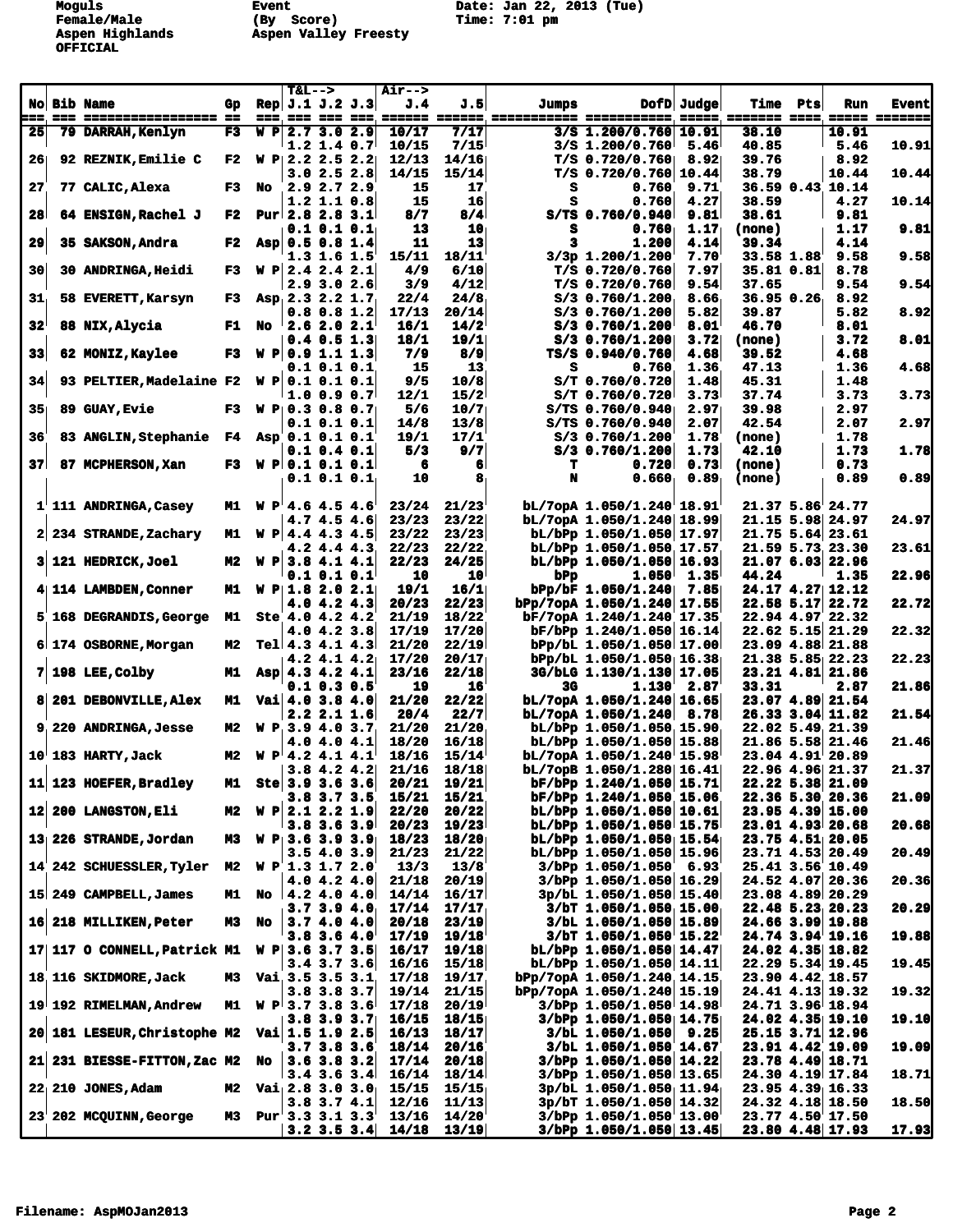Moguls
Female/Male
Aspen Highlands
OFFICIAL

Event
(By Score)
Aspen Valley Freesty

Date: Jan 22, 2013 (Tue)
Time: 7:01 pm

| No | Bib | Name | Gp | Rep | T&L--> J.1 | J.2 | J.3 | Air--> J.4 | J.5 | Jumps | DofD | Judge | Time | Pts | Run | Event |
|---|---|---|---|---|---|---|---|---|---|---|---|---|---|---|---|---|
| 25 | 79 | DARRAH,Kenlyn | F3 | W P | 2.7 | 3.0 | 2.9 | 10/17 | 7/17 | 3/S | 1.200/0.760 | 10.91 | 38.10 | | 10.91 | |
| | | | | | 1.2 | 1.4 | 0.7 | 10/15 | 7/15 | 3/S | 1.200/0.760 | 5.46 | 40.85 | | 5.46 | 10.91 |
| 26 | 92 | REZNIK,Emilie C | F2 | W P | 2.2 | 2.5 | 2.2 | 12/13 | 14/16 | T/S | 0.720/0.760 | 8.92 | 39.76 | | 8.92 | |
| | | | | | 3.0 | 2.5 | 2.8 | 14/15 | 15/14 | T/S | 0.720/0.760 | 10.44 | 38.79 | | 10.44 | 10.44 |
| 27 | 77 | CALIC,Alexa | F3 | No | 2.9 | 2.7 | 2.9 | 15 | 17 | S | 0.760 | 9.71 | 36.59 | 0.43 | 10.14 | |
| | | | | | 1.2 | 1.1 | 0.8 | 15 | 16 | S | 0.760 | 4.27 | 38.59 | | 4.27 | 10.14 |
| 28 | 64 | ENSIGN,Rachel J | F2 | Pur | 2.8 | 2.8 | 3.1 | 8/7 | 8/4 | S/TS | 0.760/0.940 | 9.81 | 38.61 | | 9.81 | |
| | | | | | 0.1 | 0.1 | 0.1 | 13 | 10 | S | 0.760 | 1.17 | (none) | | 1.17 | 9.81 |
| 29 | 35 | SAKSON,Andra | F2 | Asp | 0.5 | 0.8 | 1.4 | 11 | 13 | 3 | 1.200 | 4.14 | 39.34 | | 4.14 | |
| | | | | | 1.3 | 1.6 | 1.5 | 15/11 | 18/11 | 3/3p | 1.200/1.200 | 7.70 | 33.58 | 1.88 | 9.58 | 9.58 |
| 30 | 30 | ANDRINGA,Heidi | F3 | W P | 2.4 | 2.4 | 2.1 | 4/9 | 6/10 | T/S | 0.720/0.760 | 7.97 | 35.81 | 0.81 | 8.78 | |
| | | | | | 2.9 | 3.0 | 2.6 | 3/9 | 4/12 | T/S | 0.720/0.760 | 9.54 | 37.65 | | 9.54 | 9.54 |
| 31 | 58 | EVERETT,Karsyn | F3 | Asp | 2.3 | 2.2 | 1.7 | 22/4 | 24/8 | S/3 | 0.760/1.200 | 8.66 | 36.95 | 0.26 | 8.92 | |
| | | | | | 0.8 | 0.8 | 1.2 | 17/13 | 20/14 | S/3 | 0.760/1.200 | 5.82 | 39.87 | | 5.82 | 8.92 |
| 32 | 88 | NIX,Alycia | F1 | No | 2.6 | 2.0 | 2.1 | 16/1 | 14/2 | S/3 | 0.760/1.200 | 8.01 | 46.70 | | 8.01 | |
| | | | | | 0.4 | 0.5 | 1.3 | 18/1 | 19/1 | S/3 | 0.760/1.200 | 3.72 | (none) | | 3.72 | 8.01 |
| 33 | 62 | MONIZ,Kaylee | F3 | W P | 0.9 | 1.1 | 1.3 | 7/9 | 8/9 | TS/S | 0.940/0.760 | 4.68 | 39.52 | | 4.68 | |
| | | | | | 0.1 | 0.1 | 0.1 | 15 | 13 | S | 0.760 | 1.36 | 47.13 | | 1.36 | 4.68 |
| 34 | 93 | PELTIER,Madelaine | F2 | W P | 0.1 | 0.1 | 0.1 | 9/5 | 10/8 | S/T | 0.760/0.720 | 1.48 | 45.31 | | 1.48 | |
| | | | | | 1.0 | 0.9 | 0.7 | 12/1 | 15/2 | S/T | 0.760/0.720 | 3.73 | 37.74 | | 3.73 | 3.73 |
| 35 | 89 | GUAY,Evie | F3 | W P | 0.3 | 0.8 | 0.7 | 5/6 | 10/7 | S/TS | 0.760/0.940 | 2.97 | 39.98 | | 2.97 | |
| | | | | | 0.1 | 0.1 | 0.1 | 14/8 | 13/8 | S/TS | 0.760/0.940 | 2.07 | 42.54 | | 2.07 | 2.97 |
| 36 | 83 | ANGLIN,Stephanie | F4 | Asp | 0.1 | 0.1 | 0.1 | 19/1 | 17/1 | S/3 | 0.760/1.200 | 1.78 | (none) | | 1.78 | |
| | | | | | 0.1 | 0.4 | 0.1 | 5/3 | 9/7 | S/3 | 0.760/1.200 | 1.73 | 42.10 | | 1.73 | 1.78 |
| 37 | 87 | MCPHERSON,Xan | F3 | W P | 0.1 | 0.1 | 0.1 | 6 | 6 | T | 0.720 | 0.73 | (none) | | 0.73 | |
| | | | | | 0.1 | 0.1 | 0.1 | 10 | 8 | N | 0.660 | 0.89 | (none) | | 0.89 | 0.89 |
| 1 | 111 | ANDRINGA,Casey | M1 | W P | 4.6 | 4.5 | 4.6 | 23/24 | 21/23 | bL/7opA | 1.050/1.240 | 18.91 | 21.37 | 5.86 | 24.77 | |
| | | | | | 4.7 | 4.5 | 4.6 | 23/23 | 23/22 | bL/7opA | 1.050/1.240 | 18.99 | 21.15 | 5.98 | 24.97 | 24.97 |
| 2 | 234 | STRANDE,Zachary | M1 | W P | 4.4 | 4.3 | 4.5 | 23/22 | 23/23 | bL/bPp | 1.050/1.050 | 17.97 | 21.75 | 5.64 | 23.61 | |
| | | | | | 4.2 | 4.4 | 4.3 | 22/23 | 22/22 | bL/bPp | 1.050/1.050 | 17.57 | 21.59 | 5.73 | 23.30 | 23.61 |
| 3 | 121 | HEDRICK,Joel | M2 | W P | 3.8 | 4.1 | 4.1 | 22/23 | 24/25 | bL/bPp | 1.050/1.050 | 16.93 | 21.07 | 6.03 | 22.96 | |
| | | | | | 0.1 | 0.1 | 0.1 | 10 | 10 | bPp | 1.050 | 1.35 | 44.24 | | 1.35 | 22.96 |
| 4 | 114 | LAMBDEN,Conner | M1 | W P | 1.8 | 2.0 | 2.1 | 19/1 | 16/1 | bPp/bF | 1.050/1.240 | 7.85 | 24.17 | 4.27 | 12.12 | |
| | | | | | 4.0 | 4.2 | 4.3 | 20/23 | 22/23 | bPp/7opA | 1.050/1.240 | 17.55 | 22.58 | 5.17 | 22.72 | 22.72 |
| 5 | 168 | DEGRANDIS,George | M1 | Ste | 4.0 | 4.2 | 4.2 | 21/19 | 18/22 | bF/7opA | 1.240/1.240 | 17.35 | 22.94 | 4.97 | 22.32 | |
| | | | | | 4.0 | 4.2 | 3.8 | 17/19 | 17/20 | bF/bPp | 1.240/1.050 | 16.14 | 22.62 | 5.15 | 21.29 | 22.32 |
| 6 | 174 | OSBORNE,Morgan | M2 | Tel | 4.3 | 4.1 | 4.3 | 21/20 | 22/19 | bPp/bL | 1.050/1.050 | 17.00 | 23.09 | 4.88 | 21.88 | |
| | | | | | 4.2 | 4.1 | 4.2 | 17/20 | 20/17 | bPp/bL | 1.050/1.050 | 16.38 | 21.38 | 5.85 | 22.23 | 22.23 |
| 7 | 198 | LEE,Colby | M1 | Asp | 4.3 | 4.2 | 4.1 | 23/16 | 22/18 | 3G/bLG | 1.130/1.130 | 17.05 | 23.21 | 4.81 | 21.86 | |
| | | | | | 0.1 | 0.3 | 0.5 | 19 | 16 | 3G | 1.130 | 2.87 | 33.31 | | 2.87 | 21.86 |
| 8 | 201 | DEBONVILLE,Alex | M1 | Vai | 4.0 | 3.8 | 4.0 | 21/20 | 22/22 | bL/7opA | 1.050/1.240 | 16.65 | 23.07 | 4.89 | 21.54 | |
| | | | | | 2.2 | 2.1 | 1.6 | 20/4 | 22/7 | bL/7opA | 1.050/1.240 | 8.78 | 26.33 | 3.04 | 11.82 | 21.54 |
| 9 | 220 | ANDRINGA,Jesse | M2 | W P | 3.9 | 4.0 | 3.7 | 21/20 | 21/20 | bL/bPp | 1.050/1.050 | 15.90 | 22.02 | 5.49 | 21.39 | |
| | | | | | 4.0 | 4.0 | 4.1 | 18/20 | 16/18 | bL/bPp | 1.050/1.050 | 15.88 | 21.86 | 5.58 | 21.46 | 21.46 |
| 10 | 183 | HARTY,Jack | M2 | W P | 4.2 | 4.1 | 4.1 | 18/16 | 15/14 | bL/7opA | 1.050/1.240 | 15.98 | 23.04 | 4.91 | 20.89 | |
| | | | | | 3.8 | 4.2 | 4.2 | 21/16 | 18/18 | bL/7opB | 1.050/1.280 | 16.41 | 22.96 | 4.96 | 21.37 | 21.37 |
| 11 | 123 | HOEFER,Bradley | M1 | Ste | 3.9 | 3.6 | 3.6 | 20/21 | 19/21 | bF/bPp | 1.240/1.050 | 15.71 | 22.22 | 5.38 | 21.09 | |
| | | | | | 3.8 | 3.7 | 3.5 | 15/21 | 15/21 | bF/bPp | 1.240/1.050 | 15.06 | 22.36 | 5.30 | 20.36 | 21.09 |
| 12 | 200 | LANGSTON,Eli | M2 | W P | 2.1 | 2.2 | 1.9 | 22/20 | 20/22 | bL/bPp | 1.050/1.050 | 10.61 | 23.95 | 4.39 | 15.00 | |
| | | | | | 3.8 | 3.6 | 3.9 | 20/23 | 19/23 | bL/bPp | 1.050/1.050 | 15.75 | 23.01 | 4.93 | 20.68 | 20.68 |
| 13 | 226 | STRANDE,Jordan | M3 | W P | 3.6 | 3.9 | 3.9 | 18/23 | 18/20 | bL/bPp | 1.050/1.050 | 15.54 | 23.75 | 4.51 | 20.05 | |
| | | | | | 3.5 | 4.0 | 3.9 | 21/23 | 21/22 | bL/bPp | 1.050/1.050 | 15.96 | 23.71 | 4.53 | 20.49 | 20.49 |
| 14 | 242 | SCHUESSLER,Tyler | M2 | W P | 1.3 | 1.7 | 2.0 | 13/3 | 13/8 | 3/bPp | 1.050/1.050 | 6.93 | 25.41 | 3.56 | 10.49 | |
| | | | | | 4.0 | 4.2 | 4.0 | 21/18 | 20/19 | 3/bPp | 1.050/1.050 | 16.29 | 24.52 | 4.07 | 20.36 | 20.36 |
| 15 | 249 | CAMPBELL,James | M1 | No | 4.2 | 4.0 | 4.0 | 14/14 | 16/17 | 3p/bL | 1.050/1.050 | 15.40 | 23.08 | 4.89 | 20.29 | |
| | | | | | 3.7 | 3.9 | 4.0 | 17/14 | 17/17 | 3/bT | 1.050/1.050 | 15.00 | 22.48 | 5.23 | 20.23 | 20.29 |
| 16 | 218 | MILLIKEN,Peter | M3 | No | 3.7 | 4.0 | 4.0 | 20/18 | 23/19 | 3/bL | 1.050/1.050 | 15.89 | 24.66 | 3.99 | 19.88 | |
| | | | | | 3.8 | 3.6 | 4.0 | 17/19 | 19/18 | 3/bT | 1.050/1.050 | 15.22 | 24.74 | 3.94 | 19.16 | 19.88 |
| 17 | 117 | O CONNELL,Patrick | M1 | W P | 3.6 | 3.7 | 3.5 | 16/17 | 19/18 | bL/bPp | 1.050/1.050 | 14.47 | 24.02 | 4.35 | 18.82 | |
| | | | | | 3.4 | 3.7 | 3.6 | 16/16 | 15/18 | bL/bPp | 1.050/1.050 | 14.11 | 22.29 | 5.34 | 19.45 | 19.45 |
| 18 | 116 | SKIDMORE,Jack | M3 | Vai | 3.5 | 3.5 | 3.1 | 17/18 | 19/17 | bPp/7opA | 1.050/1.240 | 14.15 | 23.90 | 4.42 | 18.57 | |
| | | | | | 3.8 | 3.8 | 3.7 | 19/14 | 21/15 | bPp/7opA | 1.050/1.240 | 15.19 | 24.41 | 4.13 | 19.32 | 19.32 |
| 19 | 192 | RIMELMAN,Andrew | M1 | W P | 3.7 | 3.8 | 3.6 | 17/18 | 20/19 | 3/bPp | 1.050/1.050 | 14.98 | 24.71 | 3.96 | 18.94 | |
| | | | | | 3.8 | 3.9 | 3.7 | 16/15 | 18/15 | 3/bPp | 1.050/1.050 | 14.75 | 24.02 | 4.35 | 19.10 | 19.10 |
| 20 | 181 | LESEUR,Christophe | M2 | Vai | 1.5 | 1.9 | 2.5 | 16/13 | 18/17 | 3/bL | 1.050/1.050 | 9.25 | 25.15 | 3.71 | 12.96 | |
| | | | | | 3.7 | 3.8 | 3.6 | 18/14 | 20/16 | 3/bL | 1.050/1.050 | 14.67 | 23.91 | 4.42 | 19.09 | 19.09 |
| 21 | 231 | BIESSE-FITTON,Zac | M2 | No | 3.6 | 3.8 | 3.2 | 17/14 | 20/18 | 3/bPp | 1.050/1.050 | 14.22 | 23.78 | 4.49 | 18.71 | |
| | | | | | 3.4 | 3.6 | 3.4 | 16/14 | 18/14 | 3/bPp | 1.050/1.050 | 13.65 | 24.30 | 4.19 | 17.84 | 18.71 |
| 22 | 210 | JONES,Adam | M2 | Vai | 2.8 | 3.0 | 3.0 | 15/15 | 15/15 | 3p/bL | 1.050/1.050 | 11.94 | 23.95 | 4.39 | 16.33 | |
| | | | | | 3.8 | 3.7 | 4.1 | 12/16 | 11/13 | 3p/bT | 1.050/1.050 | 14.32 | 24.32 | 4.18 | 18.50 | 18.50 |
| 23 | 202 | MCQUINN,George | M3 | Pur | 3.3 | 3.1 | 3.3 | 13/16 | 14/20 | 3/bPp | 1.050/1.050 | 13.00 | 23.77 | 4.50 | 17.50 | |
| | | | | | 3.2 | 3.5 | 3.4 | 14/18 | 13/19 | 3/bPp | 1.050/1.050 | 13.45 | 23.80 | 4.48 | 17.93 | 17.93 |

Filename: AspMOJan2013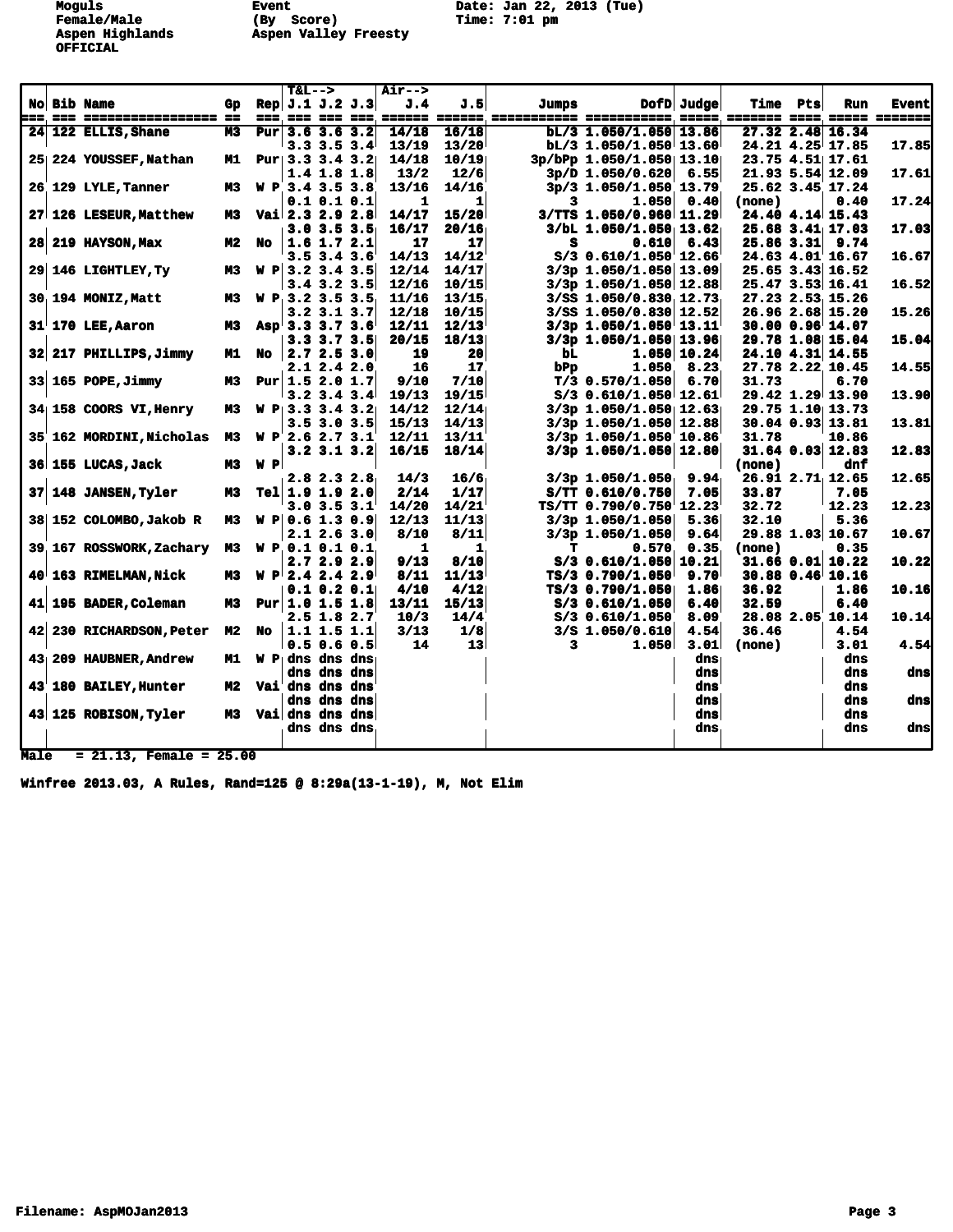Moguls
Female/Male
Aspen Highlands
OFFICIAL

Event
(By Score)
Aspen Valley Freesty

Date: Jan 22, 2013 (Tue)
Time: 7:01 pm

| No | Bib | Name | Gp | Rep | T&L--> J.1 | J.2 | J.3 | Air--> J.4 | J.5 | Jumps | DofD | Judge | Time | Pts | Run | Event |
|---|---|---|---|---|---|---|---|---|---|---|---|---|---|---|---|---|
| 24 | 122 | ELLIS,Shane | M3 | Pur | 3.6 | 3.6 | 3.2 | 14/18 | 16/18 | bL/3 | 1.050/1.050 | 13.86 | 27.32 | 2.48 | 16.34 | |
| | | | | | 3.3 | 3.5 | 3.4 | 13/19 | 13/20 | bL/3 | 1.050/1.050 | 13.60 | 24.21 | 4.25 | 17.85 | 17.85 |
| 25 | 224 | YOUSSEF,Nathan | M1 | Pur | 3.3 | 3.4 | 3.2 | 14/18 | 10/19 | 3p/bPp | 1.050/1.050 | 13.10 | 23.75 | 4.51 | 17.61 | |
| | | | | | 1.4 | 1.8 | 1.8 | 13/2 | 12/6 | 3p/D | 1.050/0.620 | 6.55 | 21.93 | 5.54 | 12.09 | 17.61 |
| 26 | 129 | LYLE,Tanner | M3 | W P | 3.4 | 3.5 | 3.8 | 13/16 | 14/16 | 3p/3 | 1.050/1.050 | 13.79 | 25.62 | 3.45 | 17.24 | |
| | | | | | 0.1 | 0.1 | 0.1 | 1 | 1 | 3 | 1.050 | 0.40 | (none) | | 0.40 | 17.24 |
| 27 | 126 | LESEUR,Matthew | M3 | Vai | 2.3 | 2.9 | 2.8 | 14/17 | 15/20 | 3/TTS | 1.050/0.960 | 11.29 | 24.40 | 4.14 | 15.43 | |
| | | | | | 3.0 | 3.5 | 3.5 | 16/17 | 20/16 | 3/bL | 1.050/1.050 | 13.62 | 25.68 | 3.41 | 17.03 | 17.03 |
| 28 | 219 | HAYSON,Max | M2 | No | 1.6 | 1.7 | 2.1 | 17 | 17 | S | 0.610 | 6.43 | 25.86 | 3.31 | 9.74 | |
| | | | | | 3.5 | 3.4 | 3.6 | 14/13 | 14/12 | S/3 | 0.610/1.050 | 12.66 | 24.63 | 4.01 | 16.67 | 16.67 |
| 29 | 146 | LIGHTLEY,Ty | M3 | W P | 3.2 | 3.4 | 3.5 | 12/14 | 14/17 | 3/3p | 1.050/1.050 | 13.09 | 25.65 | 3.43 | 16.52 | |
| | | | | | 3.4 | 3.2 | 3.5 | 12/16 | 10/15 | 3/3p | 1.050/1.050 | 12.88 | 25.47 | 3.53 | 16.41 | 16.52 |
| 30 | 194 | MONIZ,Matt | M3 | W P | 3.2 | 3.5 | 3.5 | 11/16 | 13/15 | 3/SS | 1.050/0.830 | 12.73 | 27.23 | 2.53 | 15.26 | |
| | | | | | 3.2 | 3.1 | 3.7 | 12/18 | 10/15 | 3/SS | 1.050/0.830 | 12.52 | 26.96 | 2.68 | 15.20 | 15.26 |
| 31 | 170 | LEE,Aaron | M3 | Asp | 3.3 | 3.7 | 3.6 | 12/11 | 12/13 | 3/3p | 1.050/1.050 | 13.11 | 30.00 | 0.96 | 14.07 | |
| | | | | | 3.3 | 3.7 | 3.5 | 20/15 | 18/13 | 3/3p | 1.050/1.050 | 13.96 | 29.78 | 1.08 | 15.04 | 15.04 |
| 32 | 217 | PHILLIPS,Jimmy | M1 | No | 2.7 | 2.5 | 3.0 | 19 | 20 | bL | 1.050 | 10.24 | 24.10 | 4.31 | 14.55 | |
| | | | | | 2.1 | 2.4 | 2.0 | 16 | 17 | bPp | 1.050 | 8.23 | 27.78 | 2.22 | 10.45 | 14.55 |
| 33 | 165 | POPE,Jimmy | M3 | Pur | 1.5 | 2.0 | 1.7 | 9/10 | 7/10 | T/3 | 0.570/1.050 | 6.70 | 31.73 | | 6.70 | |
| | | | | | 3.2 | 3.4 | 3.4 | 19/13 | 19/15 | S/3 | 0.610/1.050 | 12.61 | 29.42 | 1.29 | 13.90 | 13.90 |
| 34 | 158 | COORS VI,Henry | M3 | W P | 3.3 | 3.4 | 3.2 | 14/12 | 12/14 | 3/3p | 1.050/1.050 | 12.63 | 29.75 | 1.10 | 13.73 | |
| | | | | | 3.5 | 3.0 | 3.5 | 15/13 | 14/13 | 3/3p | 1.050/1.050 | 12.88 | 30.04 | 0.93 | 13.81 | 13.81 |
| 35 | 162 | MORDINI,Nicholas | M3 | W P | 2.6 | 2.7 | 3.1 | 12/11 | 13/11 | 3/3p | 1.050/1.050 | 10.86 | 31.78 | | 10.86 | |
| | | | | | 3.2 | 3.1 | 3.2 | 16/15 | 18/14 | 3/3p | 1.050/1.050 | 12.80 | 31.64 | 0.03 | 12.83 | 12.83 |
| 36 | 155 | LUCAS,Jack | M3 | W P | | | | | | | | | (none) | | dnf | |
| | | | | | 2.8 | 2.3 | 2.8 | 14/3 | 16/6 | 3/3p | 1.050/1.050 | 9.94 | 26.91 | 2.71 | 12.65 | 12.65 |
| 37 | 148 | JANSEN,Tyler | M3 | Tel | 1.9 | 1.9 | 2.0 | 2/14 | 1/17 | S/TT | 0.610/0.750 | 7.05 | 33.87 | | 7.05 | |
| | | | | | 3.0 | 3.5 | 3.1 | 14/20 | 14/21 | TS/TT | 0.790/0.750 | 12.23 | 32.72 | | 12.23 | 12.23 |
| 38 | 152 | COLOMBO,Jakob R | M3 | W P | 0.6 | 1.3 | 0.9 | 12/13 | 11/13 | 3/3p | 1.050/1.050 | 5.36 | 32.10 | | 5.36 | |
| | | | | | 2.1 | 2.6 | 3.0 | 8/10 | 8/11 | 3/3p | 1.050/1.050 | 9.64 | 29.88 | 1.03 | 10.67 | 10.67 |
| 39 | 167 | ROSSWORK,Zachary | M3 | W P | 0.1 | 0.1 | 0.1 | 1 | 1 | T | 0.570 | 0.35 | (none) | | 0.35 | |
| | | | | | 2.7 | 2.9 | 2.9 | 9/13 | 8/10 | S/3 | 0.610/1.050 | 10.21 | 31.66 | 0.01 | 10.22 | 10.22 |
| 40 | 163 | RIMELMAN,Nick | M3 | W P | 2.4 | 2.4 | 2.9 | 8/11 | 11/13 | TS/3 | 0.790/1.050 | 9.70 | 30.88 | 0.46 | 10.16 | |
| | | | | | 0.1 | 0.2 | 0.1 | 4/10 | 4/12 | TS/3 | 0.790/1.050 | 1.86 | 36.92 | | 1.86 | 10.16 |
| 41 | 195 | BADER,Coleman | M3 | Pur | 1.0 | 1.5 | 1.8 | 13/11 | 15/13 | S/3 | 0.610/1.050 | 6.40 | 32.59 | | 6.40 | |
| | | | | | 2.5 | 1.8 | 2.7 | 10/3 | 14/4 | S/3 | 0.610/1.050 | 8.09 | 28.08 | 2.05 | 10.14 | 10.14 |
| 42 | 230 | RICHARDSON,Peter | M2 | No | 1.1 | 1.5 | 1.1 | 3/13 | 1/8 | 3/S | 1.050/0.610 | 4.54 | 36.46 | | 4.54 | |
| | | | | | 0.5 | 0.6 | 0.5 | 14 | 13 | 3 | 1.050 | 3.01 | (none) | | 3.01 | 4.54 |
| 43 | 209 | HAUBNER,Andrew | M1 | W P | dns | dns | dns | | | | | dns | | | dns | |
| | | | | | dns | dns | dns | | | | | dns | | | dns | dns |
| 43 | 180 | BAILEY,Hunter | M2 | Vai | dns | dns | dns | | | | | dns | | | dns | |
| | | | | | dns | dns | dns | | | | | dns | | | dns | dns |
| 43 | 125 | ROBISON,Tyler | M3 | Vai | dns | dns | dns | | | | | dns | | | dns | |
| | | | | | dns | dns | dns | | | | | dns | | | dns | dns |

Male = 21.13, Female = 25.00

Winfree 2013.03, A Rules, Rand=125 @ 8:29a(13-1-19), M, Not Elim

Filename: AspMOJan2013